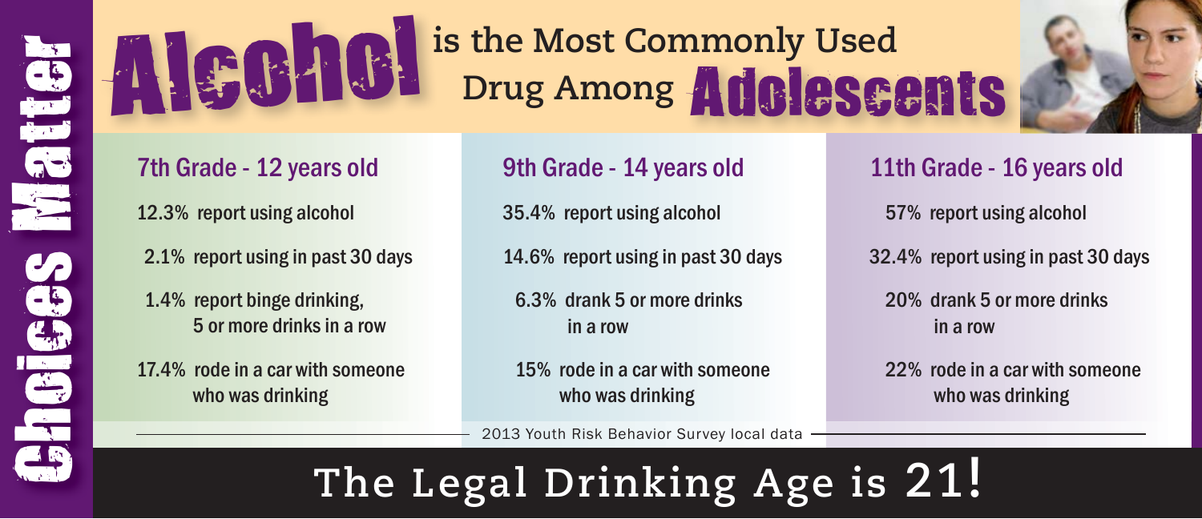Choices Matter

# Alcohol is the Most Commonly Used Drug Among Adolescents

## 7th Grade - 12 years old

12.3% report using alcohol

2.1% report using in past 30 days

1.4% report binge drinking, 5 or more drinks in a row

17.4% rode in a car with someone who was drinking

## 9th Grade - 14 years old

35.4% report using alcohol

14.6% report using in past 30 days

6.3% drank 5 or more drinks in a row

15% rode in a car with someone who was drinking

## 11th Grade - 16 years old

57% report using alcohol

32.4% report using in past 30 days

20% drank 5 or more drinks in a row

22% rode in a car with someone who was drinking

2013 Youth Risk Behavior Survey local data

# The Legal Drinking Age is 21!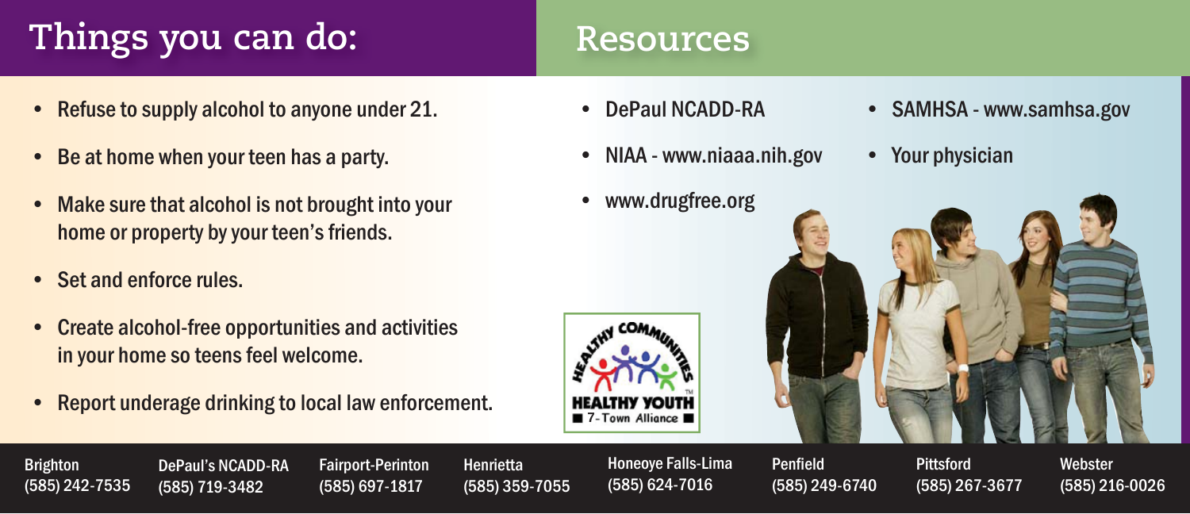## Things you can do:

- Refuse to supply alcohol to anyone under 21.
- Be at home when your teen has a party.
- Make sure that alcohol is not brought into your home or property by your teen's friends.
- Set and enforce rules.
- Create alcohol-free opportunities and activities in your home so teens feel welcome.
- Report underage drinking to local law enforcement.

## Resources

- DePaul NCADD-RA
- NIAA - www.niaaa.nih.gov
- www.drugfree.org
- SAMHSA - www.samhsa.gov
- Your physician

HEALTHY COMMUNITIES HEALTHY YOUTH 7-Town Alliance

| | | | | | | | |
|---|---|---|---|---|---|---|---|
| Brighton (585) 242-7535 | DePaul's NCADD-RA (585) 719-3482 | Fairport-Perinton (585) 697-1817 | Henrietta (585) 359-7055 | Honeoye Falls-Lima (585) 624-7016 | Penfield (585) 249-6740 | Pittsford (585) 267-3677 | Webster (585) 216-0026 |